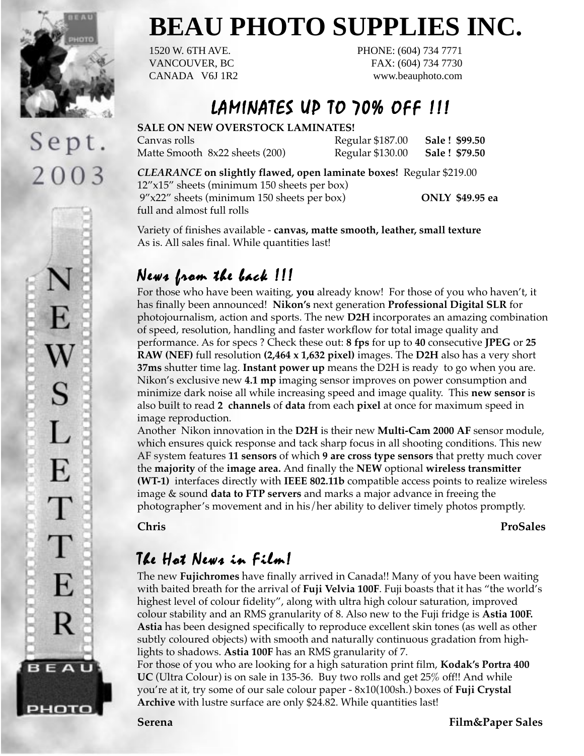# BEAU PHOTO SUPPLIES INC.

1520 W. 6TH AVE.
VANCOUVER, BC
CANADA V6J 1R2

PHONE: (604) 734 7771
FAX: (604) 734 7730
www.beauphoto.com

Sept. 2003

NEWSLETTER

## LAMINATES UP TO 70% OFF !!!

**SALE ON NEW OVERSTOCK LAMINATES!**

| | | |
|---|---|---|
| Canvas rolls | Regular $187.00 | **Sale ! $99.50** |
| Matte Smooth 8x22 sheets (200) | Regular $130.00 | **Sale ! $79.50** |

***CLEARANCE*** **on slightly flawed, open laminate boxes!** Regular $219.00
12"x15" sheets (minimum 150 sheets per box)
9"x22" sheets (minimum 150 sheets per box) **ONLY $49.95 ea**
full and almost full rolls

Variety of finishes available - **canvas, matte smooth, leather, small texture**
As is. All sales final. While quantities last!

## News from the back !!!

For those who have been waiting, **you** already know! For those of you who haven't, it has finally been announced! **Nikon's** next generation **Professional Digital SLR** for photojournalism, action and sports. The new **D2H** incorporates an amazing combination of speed, resolution, handling and faster workflow for total image quality and performance. As for specs ? Check these out: **8 fps** for up to **40** consecutive **JPEG** or **25 RAW (NEF)** full resolution **(2,464 x 1,632 pixel)** images. The **D2H** also has a very short **37ms** shutter time lag. **Instant power up** means the D2H is ready to go when you are. Nikon's exclusive new **4.1 mp** imaging sensor improves on power consumption and minimize dark noise all while increasing speed and image quality. This **new sensor** is also built to read **2 channels** of **data** from each **pixel** at once for maximum speed in image reproduction.

Another Nikon innovation in the **D2H** is their new **Multi-Cam 2000 AF** sensor module, which ensures quick response and tack sharp focus in all shooting conditions. This new AF system features **11 sensors** of which **9 are cross type sensors** that pretty much cover the **majority** of the **image area.** And finally the **NEW** optional **wireless transmitter (WT-1)** interfaces directly with **IEEE 802.11b** compatible access points to realize wireless image & sound **data to FTP servers** and marks a major advance in freeing the photographer's movement and in his/her ability to deliver timely photos promptly.

**Chris** **ProSales**

## The Hot News in Film!

The new **Fujichromes** have finally arrived in Canada!! Many of you have been waiting with baited breath for the arrival of **Fuji Velvia 100F**. Fuji boasts that it has "the world's highest level of colour fidelity", along with ultra high colour saturation, improved colour stability and an RMS granularity of 8. Also new to the Fuji fridge is **Astia 100F. Astia** has been designed specifically to reproduce excellent skin tones (as well as other subtly coloured objects) with smooth and naturally continuous gradation from high-lights to shadows. **Astia 100F** has an RMS granularity of 7.

For those of you who are looking for a high saturation print film, **Kodak's Portra 400 UC** (Ultra Colour) is on sale in 135-36. Buy two rolls and get 25% off!! And while you're at it, try some of our sale colour paper - 8x10(100sh.) boxes of **Fuji Crystal Archive** with lustre surface are only $24.82. While quantities last!

**Serena** **Film&Paper Sales**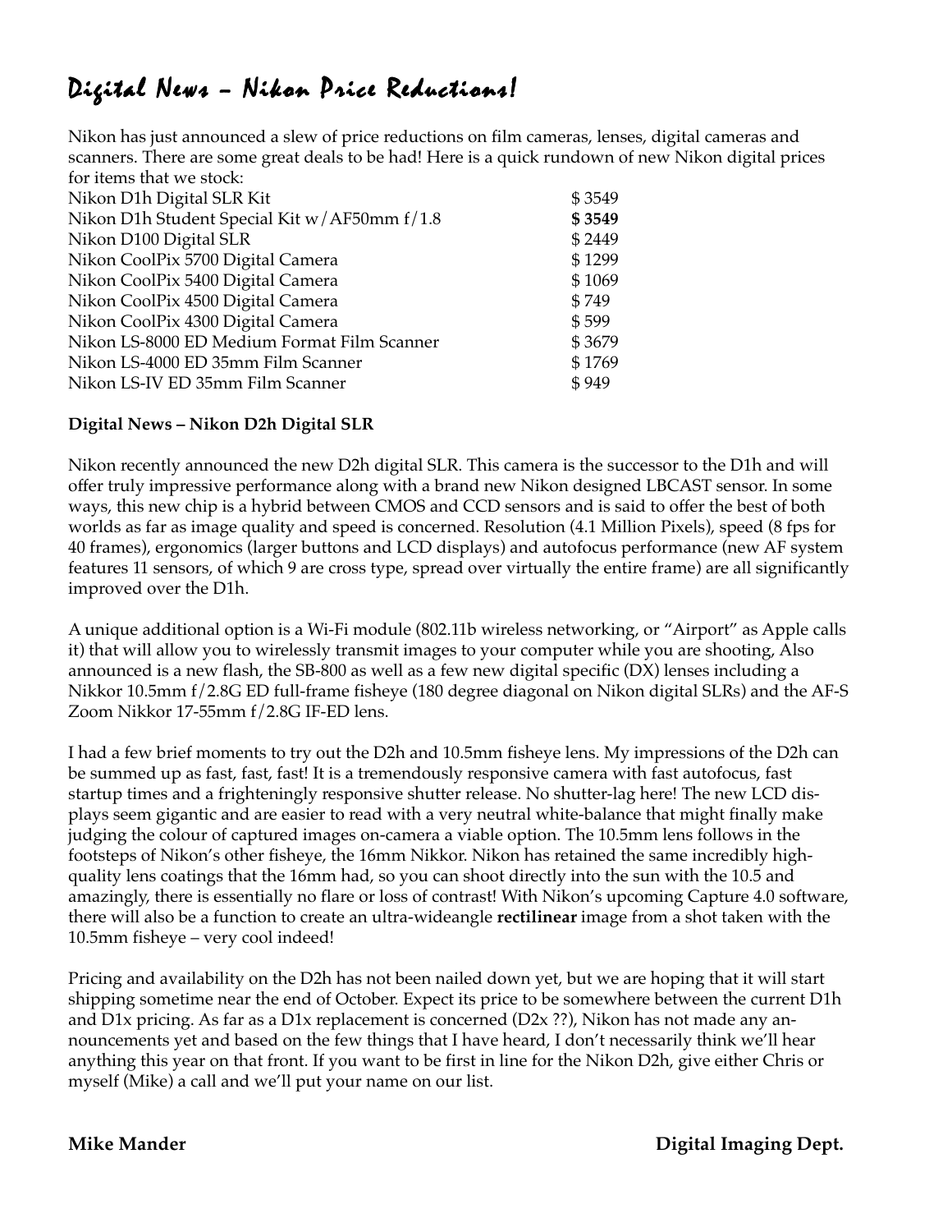# Digital News – Nikon Price Reductions!

Nikon has just announced a slew of price reductions on film cameras, lenses, digital cameras and scanners. There are some great deals to be had! Here is a quick rundown of new Nikon digital prices for items that we stock:

| | |
|---|---|
| Nikon D1h Digital SLR Kit | $ 3549 |
| Nikon D1h Student Special Kit w/AF50mm f/1.8 | **$ 3549** |
| Nikon D100 Digital SLR | $ 2449 |
| Nikon CoolPix 5700 Digital Camera | $ 1299 |
| Nikon CoolPix 5400 Digital Camera | $ 1069 |
| Nikon CoolPix 4500 Digital Camera | $ 749 |
| Nikon CoolPix 4300 Digital Camera | $ 599 |
| Nikon LS-8000 ED Medium Format Film Scanner | $ 3679 |
| Nikon LS-4000 ED 35mm Film Scanner | $ 1769 |
| Nikon LS-IV ED 35mm Film Scanner | $ 949 |

**Digital News – Nikon D2h Digital SLR**

Nikon recently announced the new D2h digital SLR. This camera is the successor to the D1h and will offer truly impressive performance along with a brand new Nikon designed LBCAST sensor. In some ways, this new chip is a hybrid between CMOS and CCD sensors and is said to offer the best of both worlds as far as image quality and speed is concerned. Resolution (4.1 Million Pixels), speed (8 fps for 40 frames), ergonomics (larger buttons and LCD displays) and autofocus performance (new AF system features 11 sensors, of which 9 are cross type, spread over virtually the entire frame) are all significantly improved over the D1h.

A unique additional option is a Wi-Fi module (802.11b wireless networking, or “Airport” as Apple calls it) that will allow you to wirelessly transmit images to your computer while you are shooting, Also announced is a new flash, the SB-800 as well as a few new digital specific (DX) lenses including a Nikkor 10.5mm f/2.8G ED full-frame fisheye (180 degree diagonal on Nikon digital SLRs) and the AF-S Zoom Nikkor 17-55mm f/2.8G IF-ED lens.

I had a few brief moments to try out the D2h and 10.5mm fisheye lens. My impressions of the D2h can be summed up as fast, fast, fast! It is a tremendously responsive camera with fast autofocus, fast startup times and a frighteningly responsive shutter release. No shutter-lag here! The new LCD displays seem gigantic and are easier to read with a very neutral white-balance that might finally make judging the colour of captured images on-camera a viable option. The 10.5mm lens follows in the footsteps of Nikon’s other fisheye, the 16mm Nikkor. Nikon has retained the same incredibly high-quality lens coatings that the 16mm had, so you can shoot directly into the sun with the 10.5 and amazingly, there is essentially no flare or loss of contrast! With Nikon’s upcoming Capture 4.0 software, there will also be a function to create an ultra-wideangle **rectilinear** image from a shot taken with the 10.5mm fisheye – very cool indeed!

Pricing and availability on the D2h has not been nailed down yet, but we are hoping that it will start shipping sometime near the end of October. Expect its price to be somewhere between the current D1h and D1x pricing. As far as a D1x replacement is concerned (D2x ??), Nikon has not made any announcements yet and based on the few things that I have heard, I don’t necessarily think we’ll hear anything this year on that front. If you want to be first in line for the Nikon D2h, give either Chris or myself (Mike) a call and we’ll put your name on our list.

**Mike Mander** **Digital Imaging Dept.**